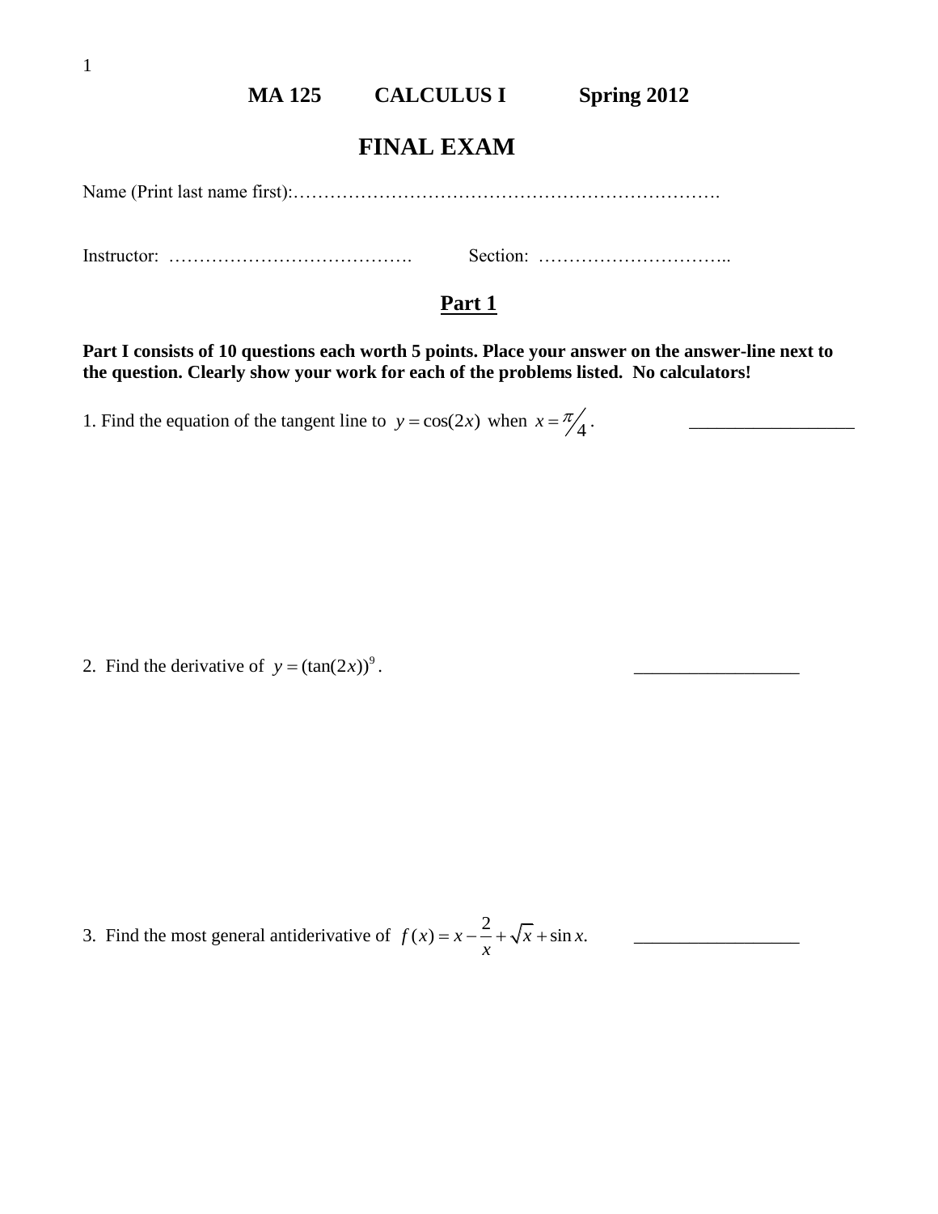# MA 125 CALCULUS I Spring 2012

# FINAL EXAM

Name (Print last name first):……………………………………………………………….

Instructor: …………………………………. Section: …………………………..

## Part 1

**Part I consists of 10 questions each worth 5 points. Place your answer on the answer-line next to the question. Clearly show your work for each of the problems listed. No calculators!**

1. Find the equation of the tangent line to $y = \cos(2x)$ when $x = \pi/4$. _________________

2. Find the derivative of $y = (\tan(2x))^9$. _________________

3. Find the most general antiderivative of $f(x) = x - \dfrac{2}{x} + \sqrt{x} + \sin x$. _________________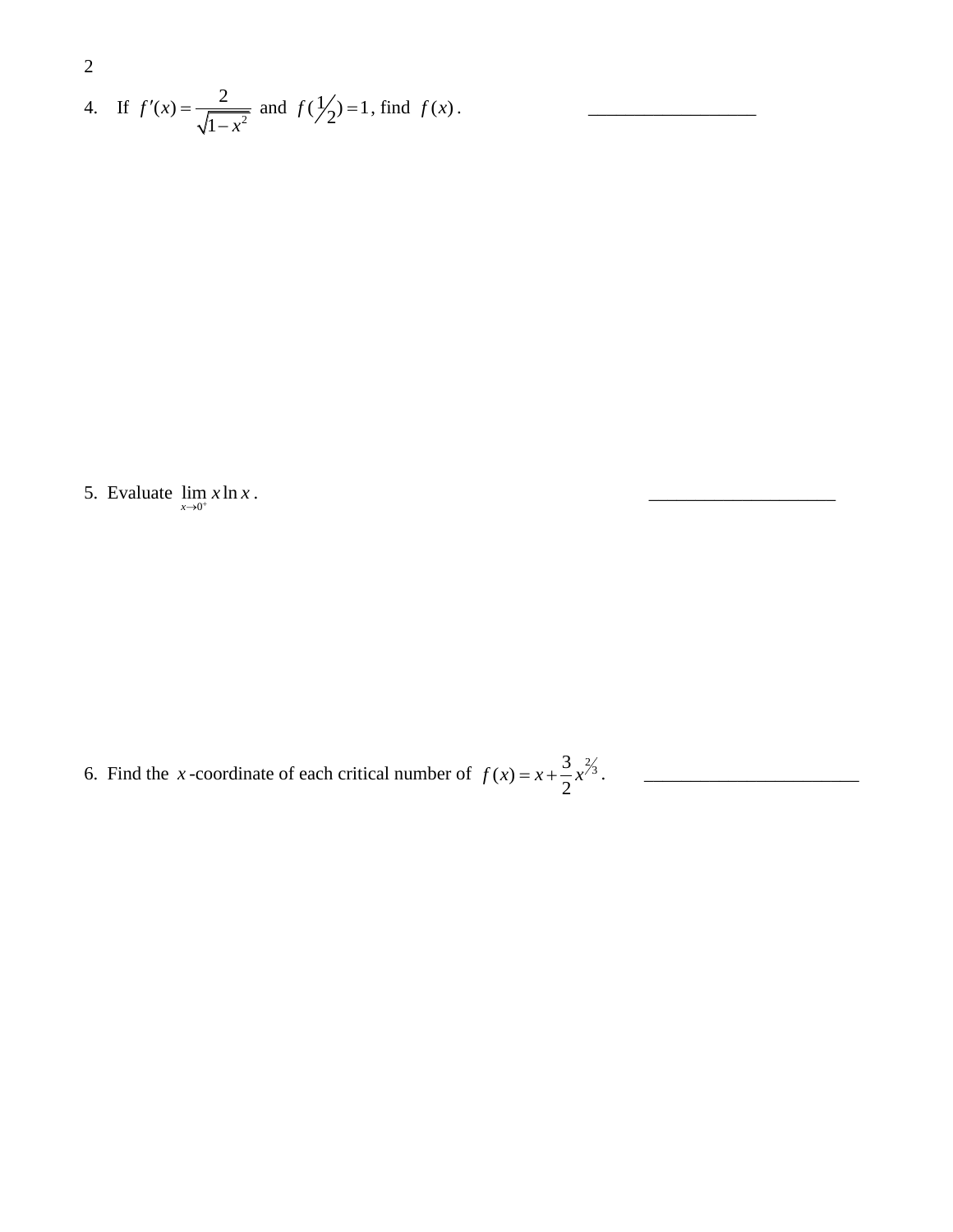4. If $f'(x) = \dfrac{2}{\sqrt{1-x^2}}$ and $f(\tfrac{1}{2}) = 1$, find $f(x)$. \_\_\_\_\_\_\_\_\_\_\_\_\_\_\_\_\_\_

5. Evaluate $\lim\limits_{x \to 0^+} x \ln x$. \_\_\_\_\_\_\_\_\_\_\_\_\_\_\_\_\_\_\_\_

6. Find the $x$-coordinate of each critical number of $f(x) = x + \dfrac{3}{2}x^{2/3}$. \_\_\_\_\_\_\_\_\_\_\_\_\_\_\_\_\_\_\_\_\_\_\_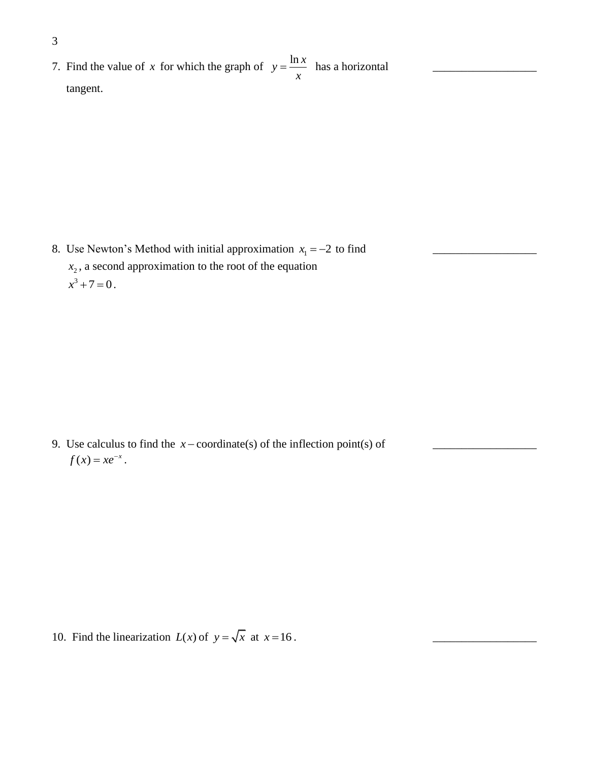7. Find the value of $x$ for which the graph of $y = \frac{\ln x}{x}$ has a horizontal tangent. \_\_\_\_\_\_\_\_\_\_\_\_\_\_\_\_\_\_

8. Use Newton's Method with initial approximation $x_1 = -2$ to find $x_2$, a second approximation to the root of the equation $x^3 + 7 = 0$. \_\_\_\_\_\_\_\_\_\_\_\_\_\_\_\_\_\_

9. Use calculus to find the $x-$coordinate(s) of the inflection point(s) of $f(x) = xe^{-x}$. \_\_\_\_\_\_\_\_\_\_\_\_\_\_\_\_\_\_

10. Find the linearization $L(x)$ of $y = \sqrt{x}$ at $x = 16$. \_\_\_\_\_\_\_\_\_\_\_\_\_\_\_\_\_\_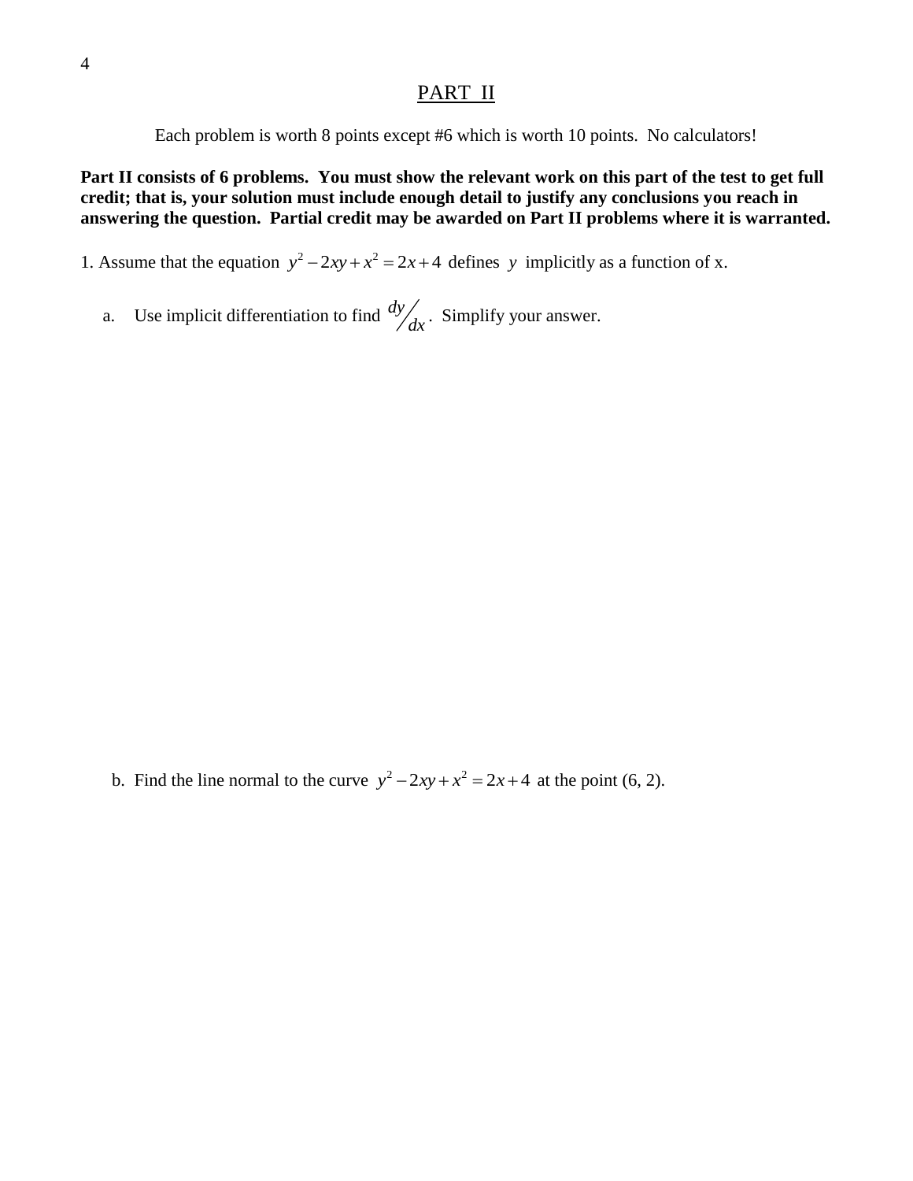## PART II

Each problem is worth 8 points except #6 which is worth 10 points. No calculators!

**Part II consists of 6 problems. You must show the relevant work on this part of the test to get full credit; that is, your solution must include enough detail to justify any conclusions you reach in answering the question. Partial credit may be awarded on Part II problems where it is warranted.**

1. Assume that the equation $y^2 - 2xy + x^2 = 2x + 4$ defines $y$ implicitly as a function of x.

   a. Use implicit differentiation to find $dy/dx$. Simplify your answer.

   b. Find the line normal to the curve $y^2 - 2xy + x^2 = 2x + 4$ at the point (6, 2).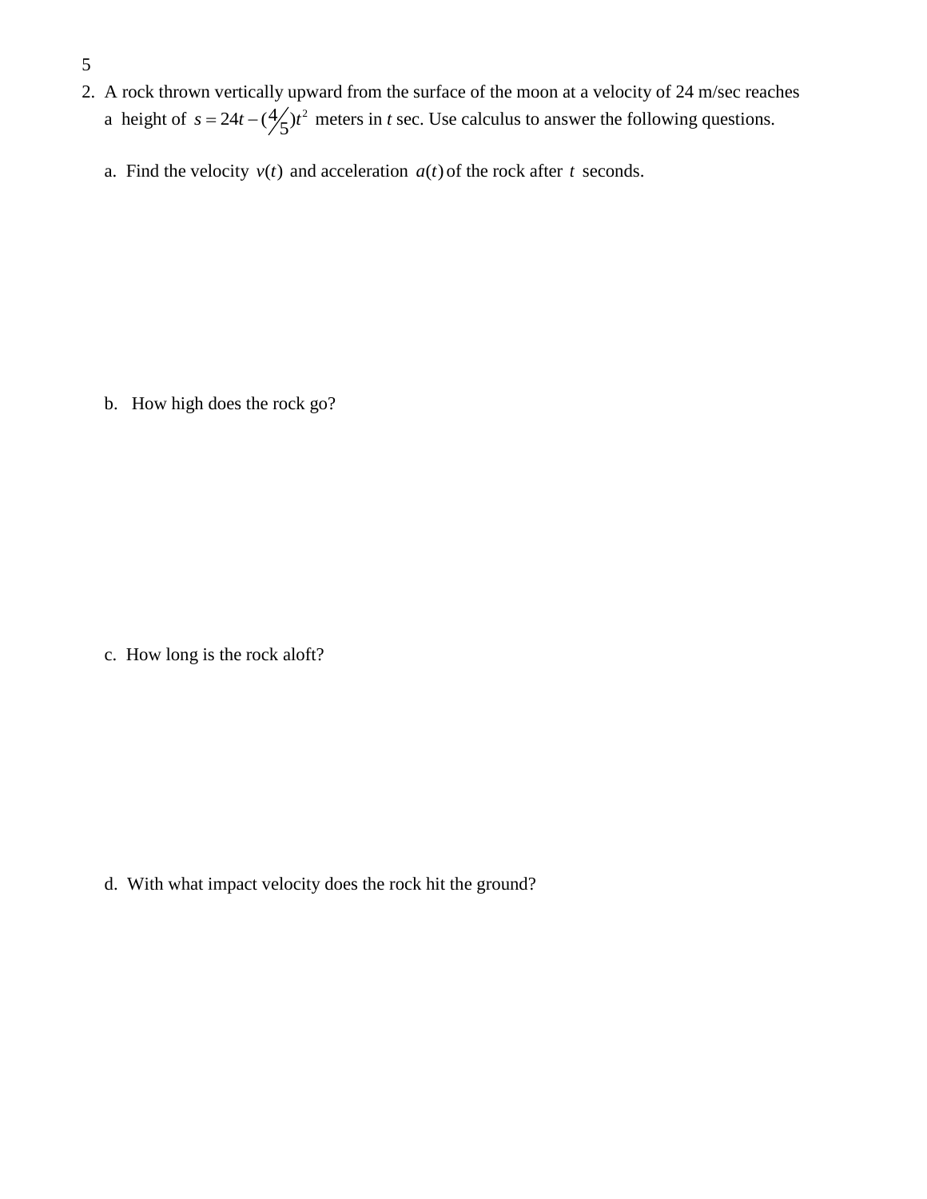2. A rock thrown vertically upward from the surface of the moon at a velocity of 24 m/sec reaches a height of $s = 24t - (4/5)t^2$ meters in $t$ sec. Use calculus to answer the following questions.

   a. Find the velocity $v(t)$ and acceleration $a(t)$ of the rock after $t$ seconds.

   b. How high does the rock go?

   c. How long is the rock aloft?

   d. With what impact velocity does the rock hit the ground?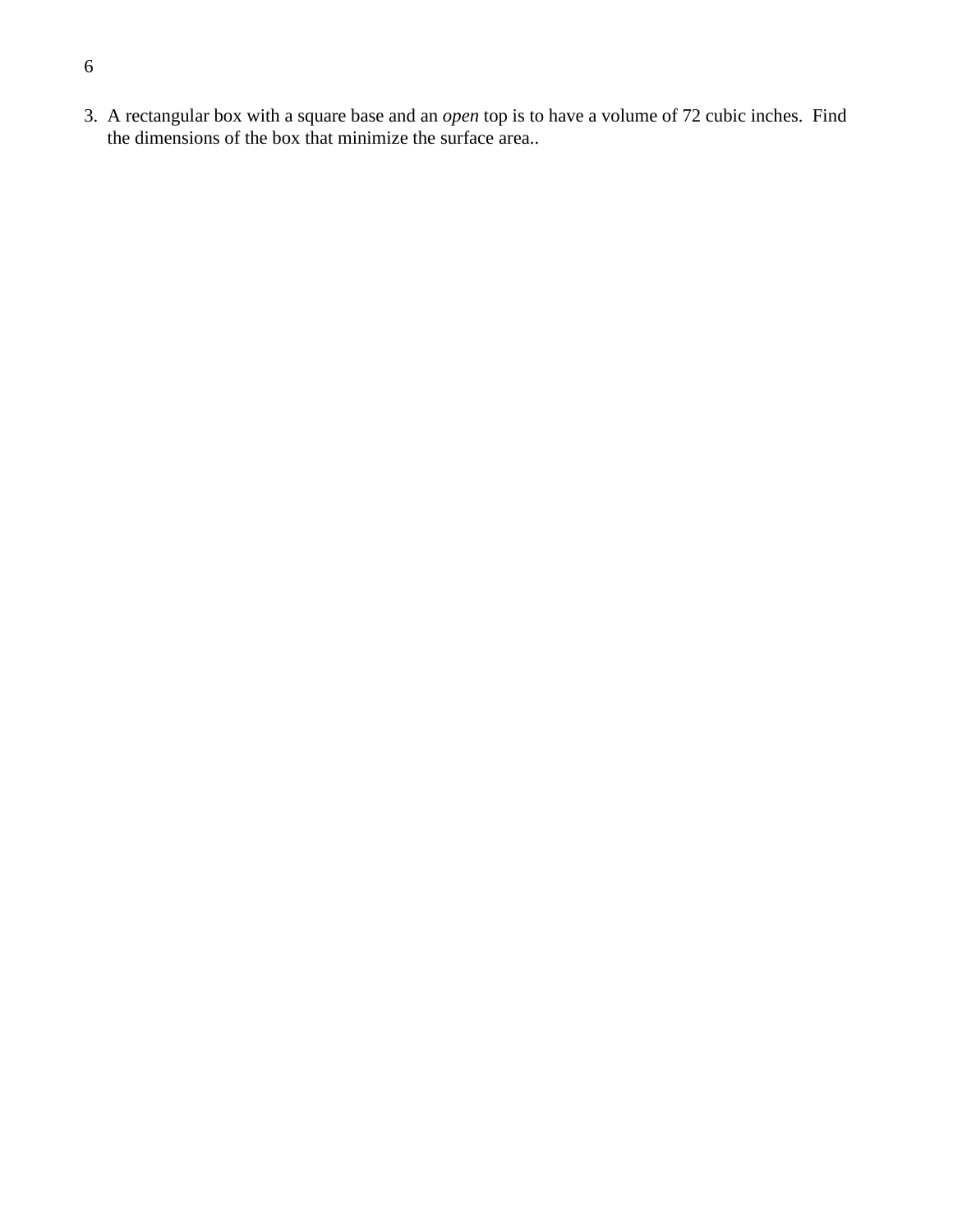3. A rectangular box with a square base and an *open* top is to have a volume of 72 cubic inches. Find the dimensions of the box that minimize the surface area..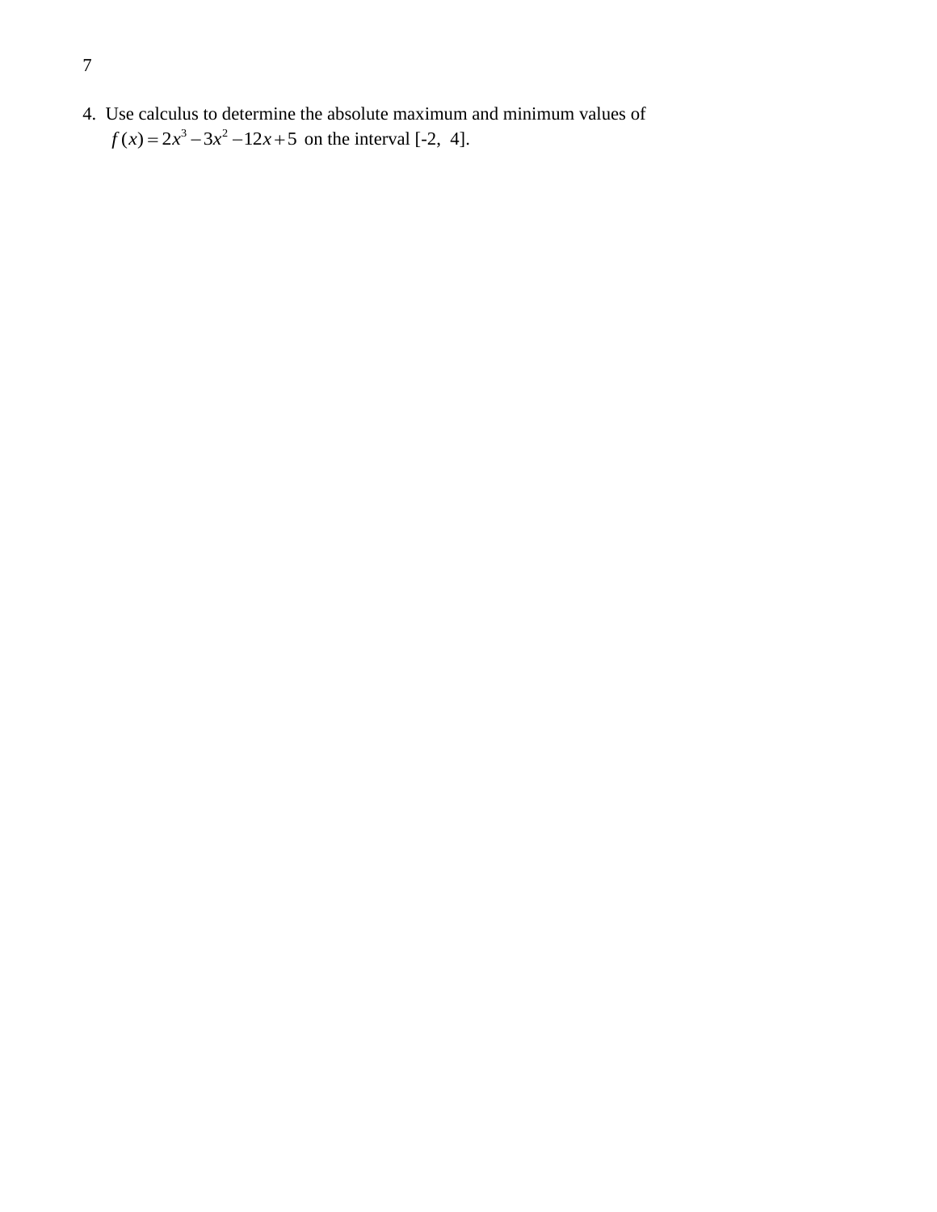4. Use calculus to determine the absolute maximum and minimum values of $f(x) = 2x^3 - 3x^2 - 12x + 5$ on the interval [-2, 4].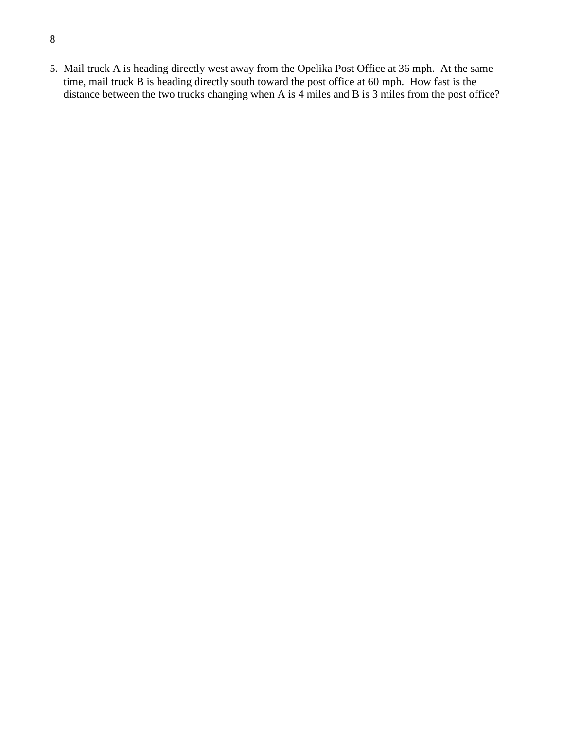5. Mail truck A is heading directly west away from the Opelika Post Office at 36 mph. At the same time, mail truck B is heading directly south toward the post office at 60 mph. How fast is the distance between the two trucks changing when A is 4 miles and B is 3 miles from the post office?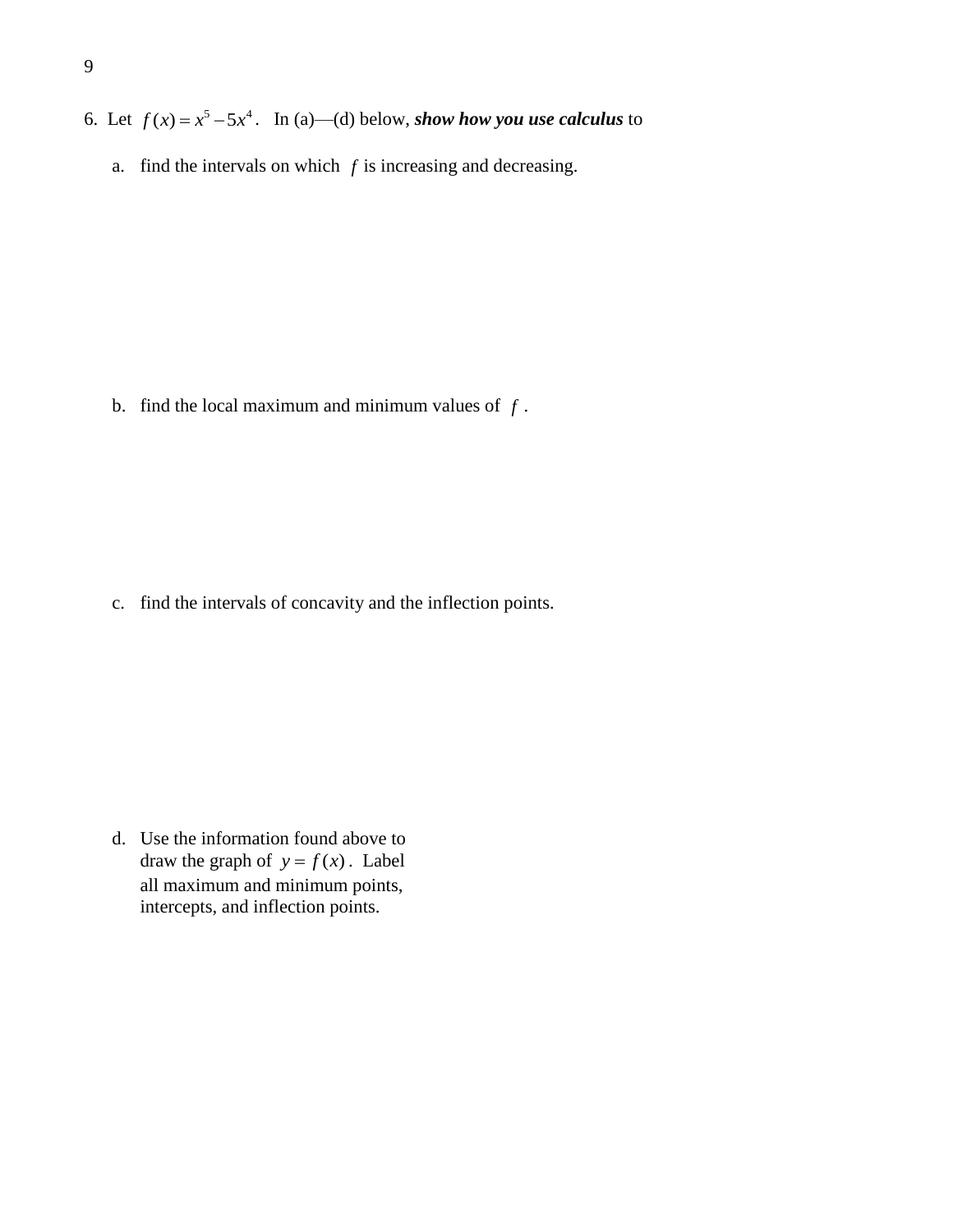6. Let $f(x) = x^5 - 5x^4$. In (a)—(d) below, ***show how you use calculus*** to

a. find the intervals on which $f$ is increasing and decreasing.

b. find the local maximum and minimum values of $f$.

c. find the intervals of concavity and the inflection points.

d. Use the information found above to draw the graph of $y = f(x)$. Label all maximum and minimum points, intercepts, and inflection points.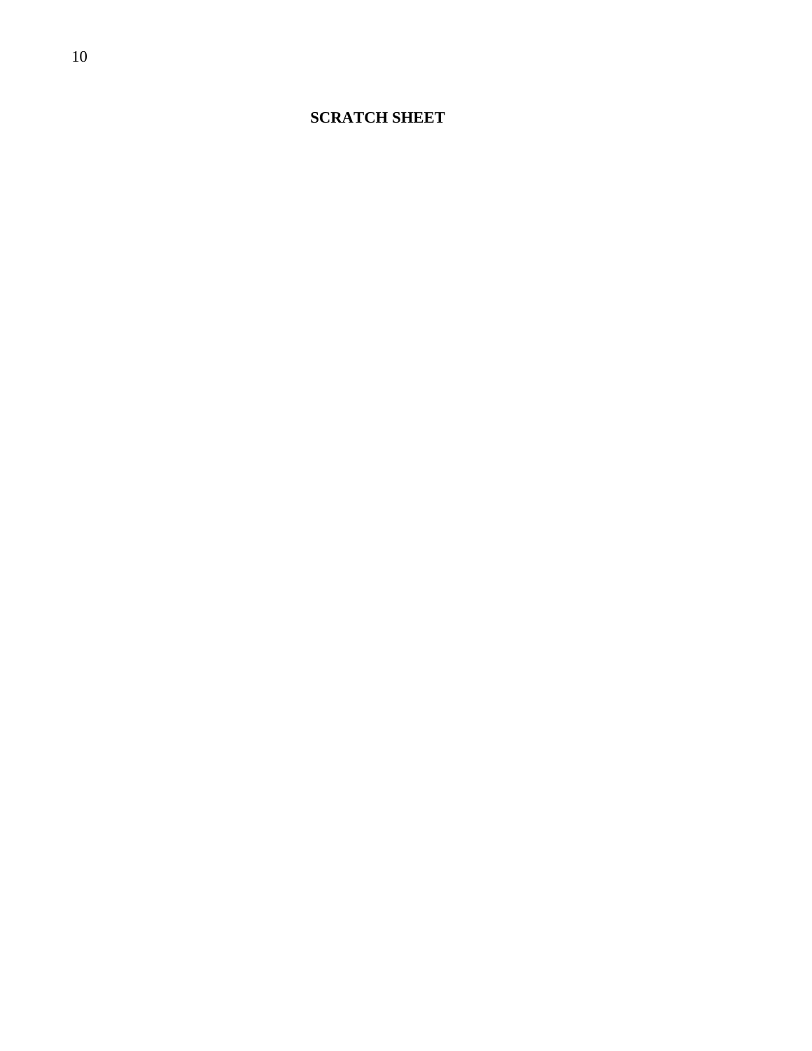**SCRATCH SHEET**